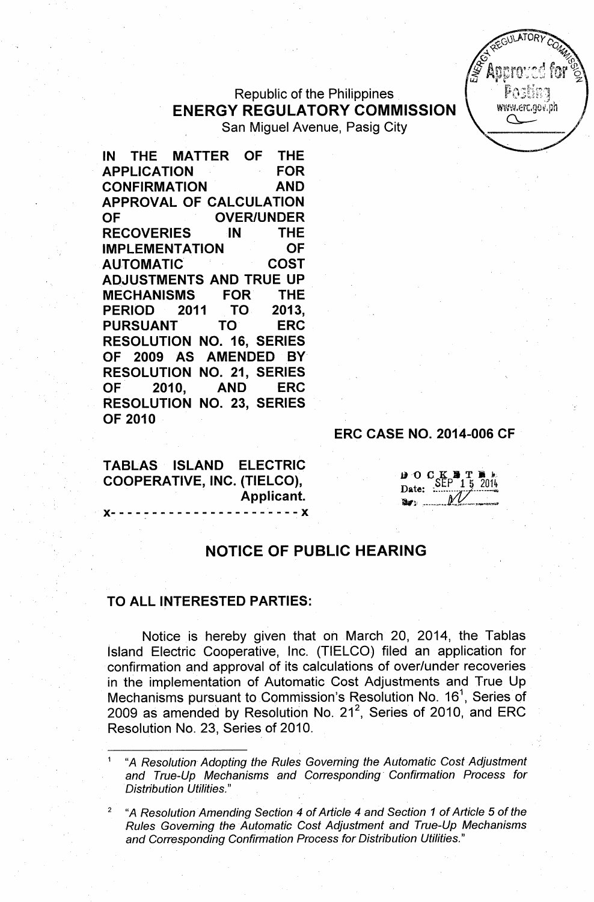Republic of the Philippines
**ENERGY REGULATORY COMMISSION**
San Miguel Avenue, Pasig City

**IN THE MATTER OF THE APPLICATION FOR CONFIRMATION AND APPROVAL OF CALCULATION OF OVER/UNDER RECOVERIES IN THE IMPLEMENTATION OF AUTOMATIC COST ADJUSTMENTS AND TRUE UP MECHANISMS FOR THE PERIOD 2011 TO 2013, PURSUANT TO ERC RESOLUTION NO. 16, SERIES OF 2009 AS AMENDED BY RESOLUTION NO. 21, SERIES OF 2010, AND ERC RESOLUTION NO. 23, SERIES OF 2010**

**ERC CASE NO. 2014-006 CF**

**TABLAS ISLAND ELECTRIC COOPERATIVE, INC. (TIELCO),**
**Applicant.**
**x- - - - - - - - - - - - - - - - - - - - - - x**

DOCKETED
Date: SEP 15 2014

## NOTICE OF PUBLIC HEARING

**TO ALL INTERESTED PARTIES:**

Notice is hereby given that on March 20, 2014, the Tablas Island Electric Cooperative, Inc. (TIELCO) filed an application for confirmation and approval of its calculations of over/under recoveries in the implementation of Automatic Cost Adjustments and True Up Mechanisms pursuant to Commission's Resolution No. 16[1], Series of 2009 as amended by Resolution No. 21[2], Series of 2010, and ERC Resolution No. 23, Series of 2010.

---

[1] *"A Resolution Adopting the Rules Governing the Automatic Cost Adjustment and True-Up Mechanisms and Corresponding Confirmation Process for Distribution Utilities."*

[2] *"A Resolution Amending Section 4 of Article 4 and Section 1 of Article 5 of the Rules Governing the Automatic Cost Adjustment and True-Up Mechanisms and Corresponding Confirmation Process for Distribution Utilities."*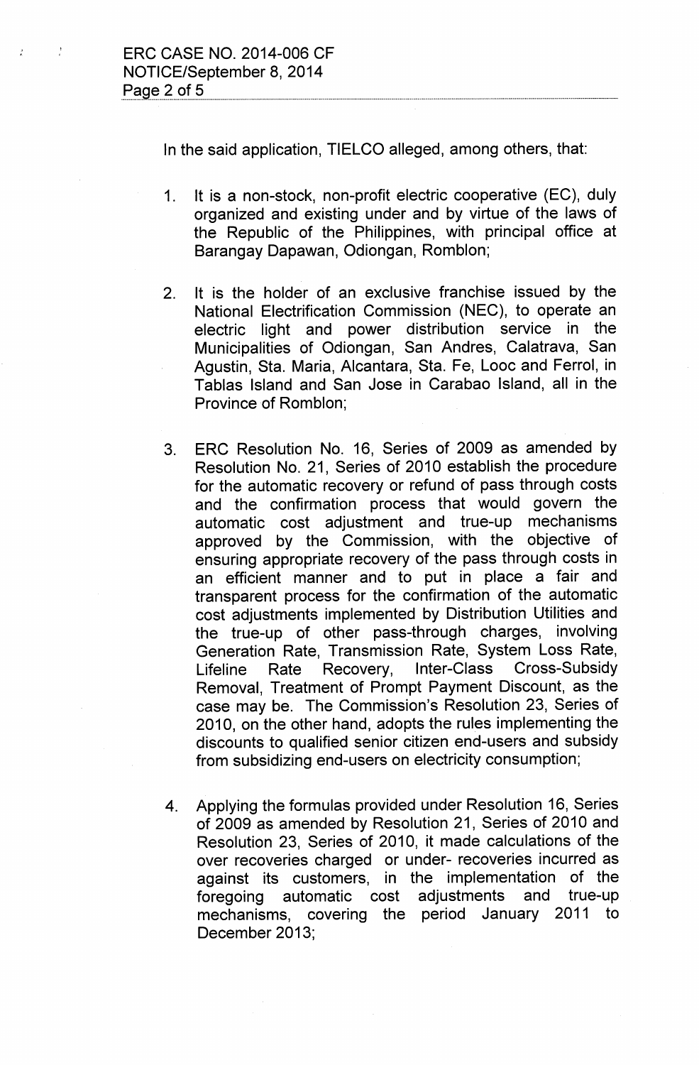In the said application, TIELCO alleged, among others, that:

1. It is a non-stock, non-profit electric cooperative (EC), duly organized and existing under and by virtue of the laws of the Republic of the Philippines, with principal office at Barangay Dapawan, Odiongan, Romblon;

2. It is the holder of an exclusive franchise issued by the National Electrification Commission (NEC), to operate an electric light and power distribution service in the Municipalities of Odiongan, San Andres, Calatrava, San Agustin, Sta. Maria, Alcantara, Sta. Fe, Looc and Ferrol, in Tablas Island and San Jose in Carabao Island, all in the Province of Romblon;

3. ERC Resolution No. 16, Series of 2009 as amended by Resolution No. 21, Series of 2010 establish the procedure for the automatic recovery or refund of pass through costs and the confirmation process that would govern the automatic cost adjustment and true-up mechanisms approved by the Commission, with the objective of ensuring appropriate recovery of the pass through costs in an efficient manner and to put in place a fair and transparent process for the confirmation of the automatic cost adjustments implemented by Distribution Utilities and the true-up of other pass-through charges, involving Generation Rate, Transmission Rate, System Loss Rate, Lifeline Rate Recovery, Inter-Class Cross-Subsidy Removal, Treatment of Prompt Payment Discount, as the case may be. The Commission's Resolution 23, Series of 2010, on the other hand, adopts the rules implementing the discounts to qualified senior citizen end-users and subsidy from subsidizing end-users on electricity consumption;

4. Applying the formulas provided under Resolution 16, Series of 2009 as amended by Resolution 21, Series of 2010 and Resolution 23, Series of 2010, it made calculations of the over recoveries charged or under- recoveries incurred as against its customers, in the implementation of the foregoing automatic cost adjustments and true-up mechanisms, covering the period January 2011 to December 2013;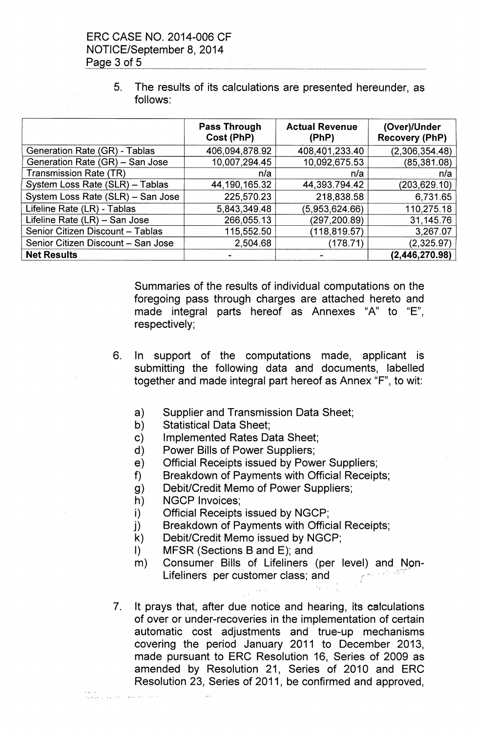5. The results of its calculations are presented hereunder, as follows:

| | Pass Through Cost (PhP) | Actual Revenue (PhP) | (Over)/Under Recovery (PhP) |
|---|---|---|---|
| Generation Rate (GR) - Tablas | 406,094,878.92 | 408,401,233.40 | (2,306,354.48) |
| Generation Rate (GR) – San Jose | 10,007,294.45 | 10,092,675.53 | (85,381.08) |
| Transmission Rate (TR) | n/a | n/a | n/a |
| System Loss Rate (SLR) – Tablas | 44,190,165.32 | 44,393.794.42 | (203,629.10) |
| System Loss Rate (SLR) – San Jose | 225,570.23 | 218,838.58 | 6,731.65 |
| Lifeline Rate (LR) - Tablas | 5,843,349.48 | (5,953,624.66) | 110,275.18 |
| Lifeline Rate (LR) – San Jose | 266,055.13 | (297,200.89) | 31,145.76 |
| Senior Citizen Discount – Tablas | 115,552.50 | (118,819.57) | 3,267.07 |
| Senior Citizen Discount – San Jose | 2,504.68 | (178.71) | (2,325.97) |
| **Net Results** | - | - | **(2,446,270.98)** |

Summaries of the results of individual computations on the foregoing pass through charges are attached hereto and made integral parts hereof as Annexes "A" to "E", respectively;

6. In support of the computations made, applicant is submitting the following data and documents, labelled together and made integral part hereof as Annex "F", to wit:

   a) Supplier and Transmission Data Sheet;
   b) Statistical Data Sheet;
   c) Implemented Rates Data Sheet;
   d) Power Bills of Power Suppliers;
   e) Official Receipts issued by Power Suppliers;
   f) Breakdown of Payments with Official Receipts;
   g) Debit/Credit Memo of Power Suppliers;
   h) NGCP Invoices;
   i) Official Receipts issued by NGCP;
   j) Breakdown of Payments with Official Receipts;
   k) Debit/Credit Memo issued by NGCP;
   l) MFSR (Sections B and E); and
   m) Consumer Bills of Lifeliners (per level) and Non-Lifeliners per customer class; and

7. It prays that, after due notice and hearing, its calculations of over or under-recoveries in the implementation of certain automatic cost adjustments and true-up mechanisms covering the period January 2011 to December 2013, made pursuant to ERC Resolution 16, Series of 2009 as amended by Resolution 21, Series of 2010 and ERC Resolution 23, Series of 2011, be confirmed and approved,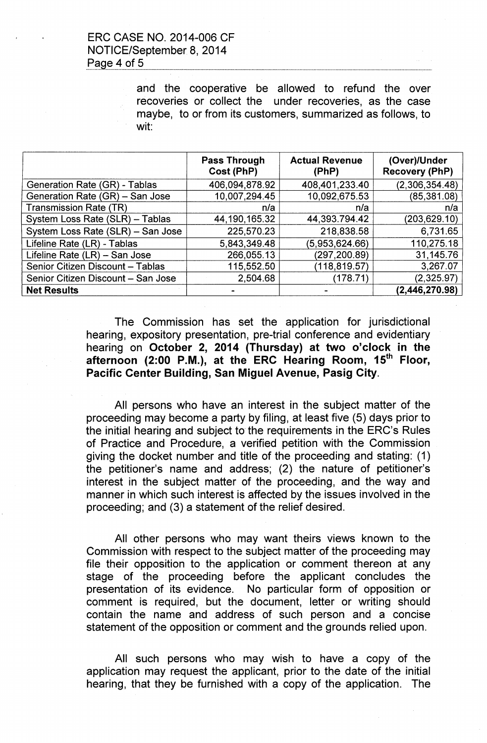and the cooperative be allowed to refund the over recoveries or collect the under recoveries, as the case maybe, to or from its customers, summarized as follows, to wit:

| | Pass Through Cost (PhP) | Actual Revenue (PhP) | (Over)/Under Recovery (PhP) |
|---|---|---|---|
| Generation Rate (GR) - Tablas | 406,094,878.92 | 408,401,233.40 | (2,306,354.48) |
| Generation Rate (GR) – San Jose | 10,007,294.45 | 10,092,675.53 | (85,381.08) |
| Transmission Rate (TR) | n/a | n/a | n/a |
| System Loss Rate (SLR) – Tablas | 44,190,165.32 | 44,393.794.42 | (203,629.10) |
| System Loss Rate (SLR) – San Jose | 225,570.23 | 218,838.58 | 6,731.65 |
| Lifeline Rate (LR) - Tablas | 5,843,349.48 | (5,953,624.66) | 110,275.18 |
| Lifeline Rate (LR) – San Jose | 266,055.13 | (297,200.89) | 31,145.76 |
| Senior Citizen Discount – Tablas | 115,552.50 | (118,819.57) | 3,267.07 |
| Senior Citizen Discount – San Jose | 2,504.68 | (178.71) | (2,325.97) |
| **Net Results** | - | - | **(2,446,270.98)** |

The Commission has set the application for jurisdictional hearing, expository presentation, pre-trial conference and evidentiary hearing on **October 2, 2014 (Thursday) at two o'clock in the afternoon (2:00 P.M.), at the ERC Hearing Room, 15th Floor, Pacific Center Building, San Miguel Avenue, Pasig City**.

All persons who have an interest in the subject matter of the proceeding may become a party by filing, at least five (5) days prior to the initial hearing and subject to the requirements in the ERC's Rules of Practice and Procedure, a verified petition with the Commission giving the docket number and title of the proceeding and stating: (1) the petitioner's name and address; (2) the nature of petitioner's interest in the subject matter of the proceeding, and the way and manner in which such interest is affected by the issues involved in the proceeding; and (3) a statement of the relief desired.

All other persons who may want theirs views known to the Commission with respect to the subject matter of the proceeding may file their opposition to the application or comment thereon at any stage of the proceeding before the applicant concludes the presentation of its evidence. No particular form of opposition or comment is required, but the document, letter or writing should contain the name and address of such person and a concise statement of the opposition or comment and the grounds relied upon.

All such persons who may wish to have a copy of the application may request the applicant, prior to the date of the initial hearing, that they be furnished with a copy of the application. The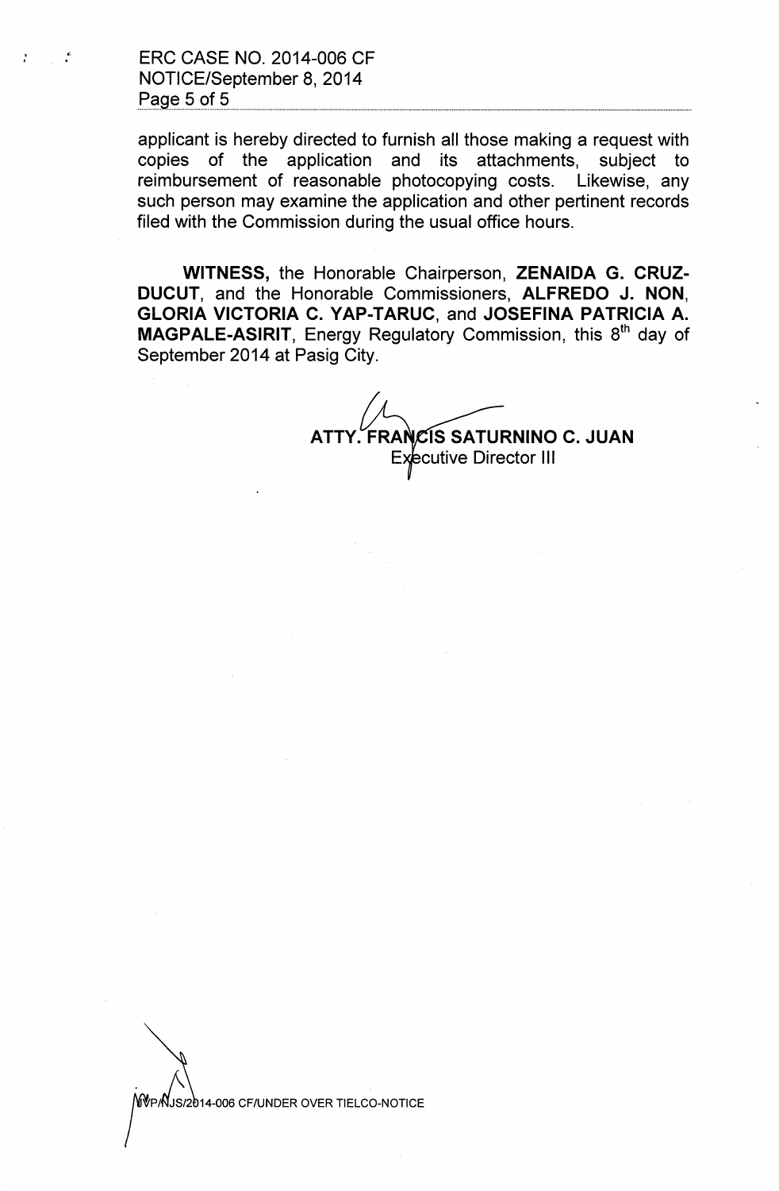applicant is hereby directed to furnish all those making a request with copies of the application and its attachments, subject to reimbursement of reasonable photocopying costs. Likewise, any such person may examine the application and other pertinent records filed with the Commission during the usual office hours.

**WITNESS,** the Honorable Chairperson, **ZENAIDA G. CRUZ-DUCUT**, and the Honorable Commissioners, **ALFREDO J. NON**, **GLORIA VICTORIA C. YAP-TARUC**, and **JOSEFINA PATRICIA A. MAGPALE-ASIRIT**, Energy Regulatory Commission, this 8th day of September 2014 at Pasig City.

**ATTY. FRANCIS SATURNINO C. JUAN**
Executive Director III

MVP/NJS/2014-006 CF/UNDER OVER TIELCO-NOTICE